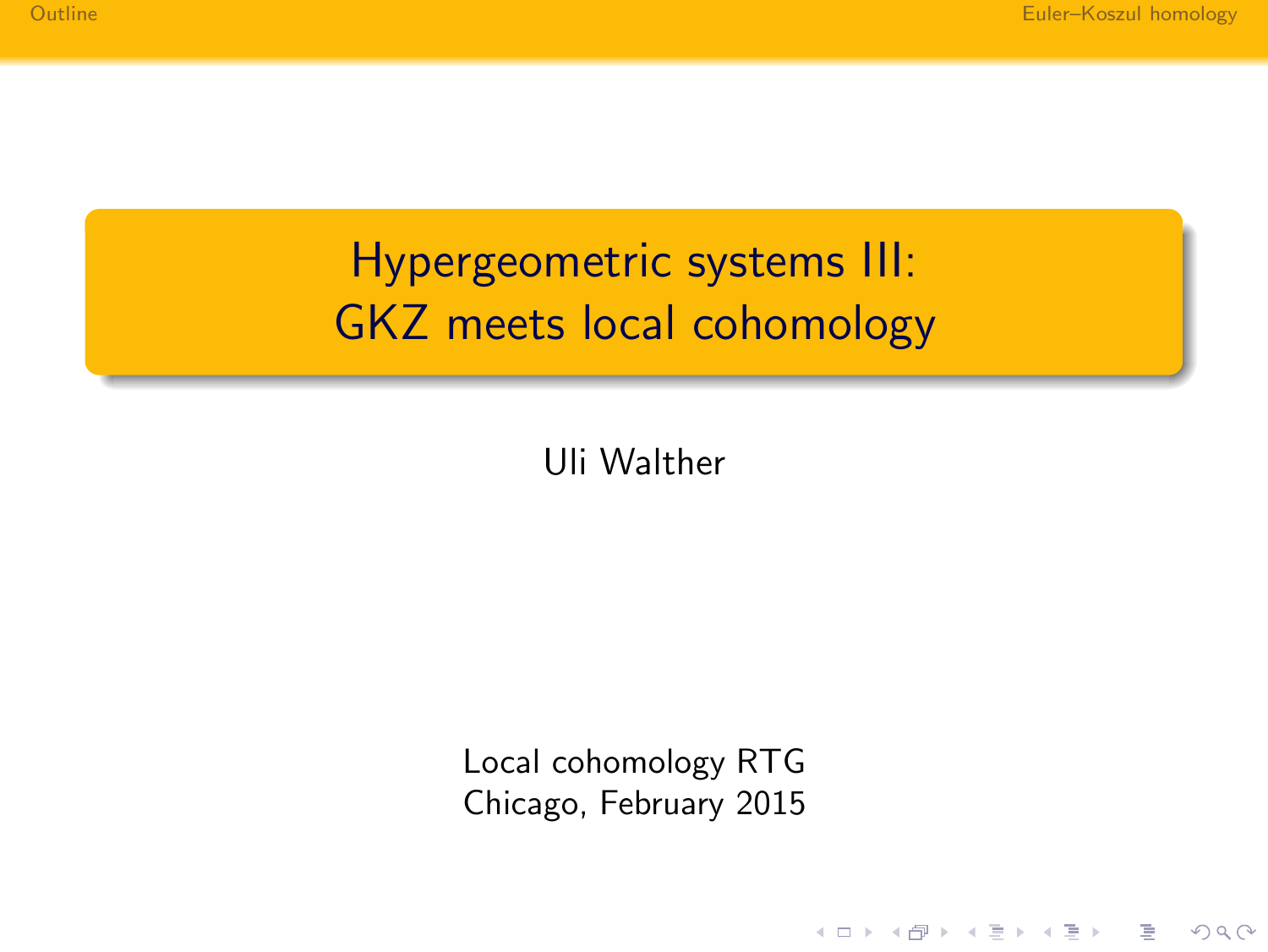# Hypergeometric systems III: GKZ meets local cohomology

Uli Walther

Local cohomology RTG
Chicago, February 2015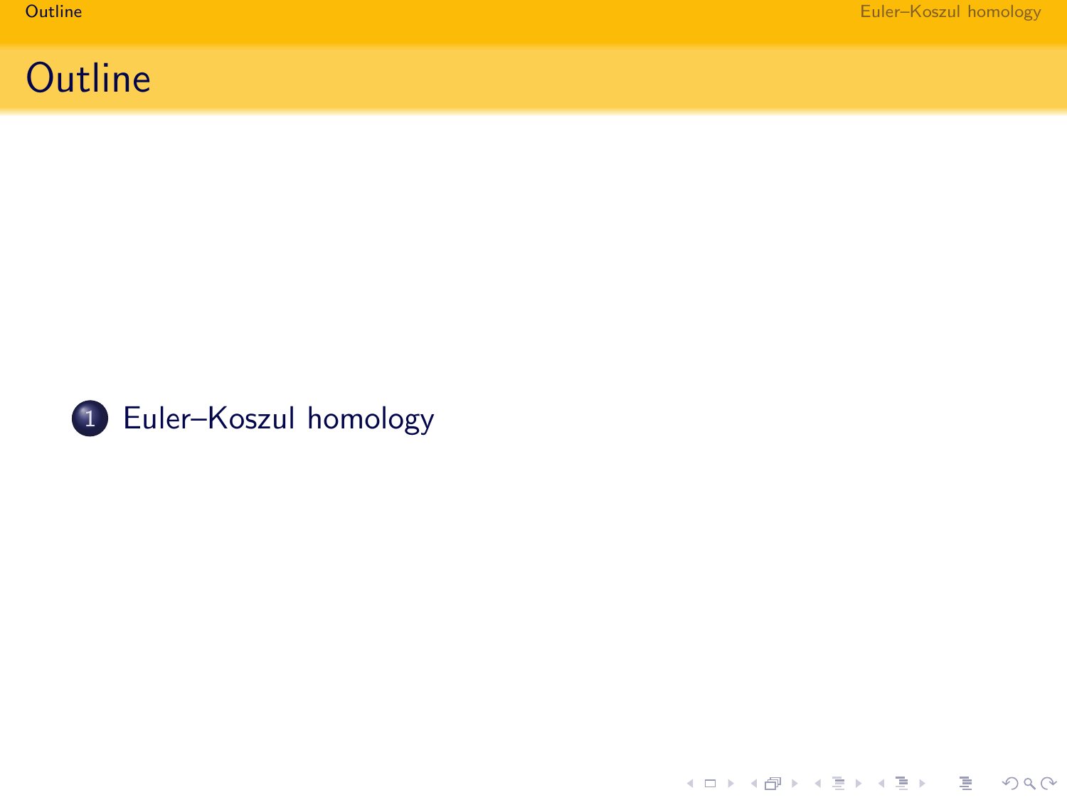# Outline

1. Euler–Koszul homology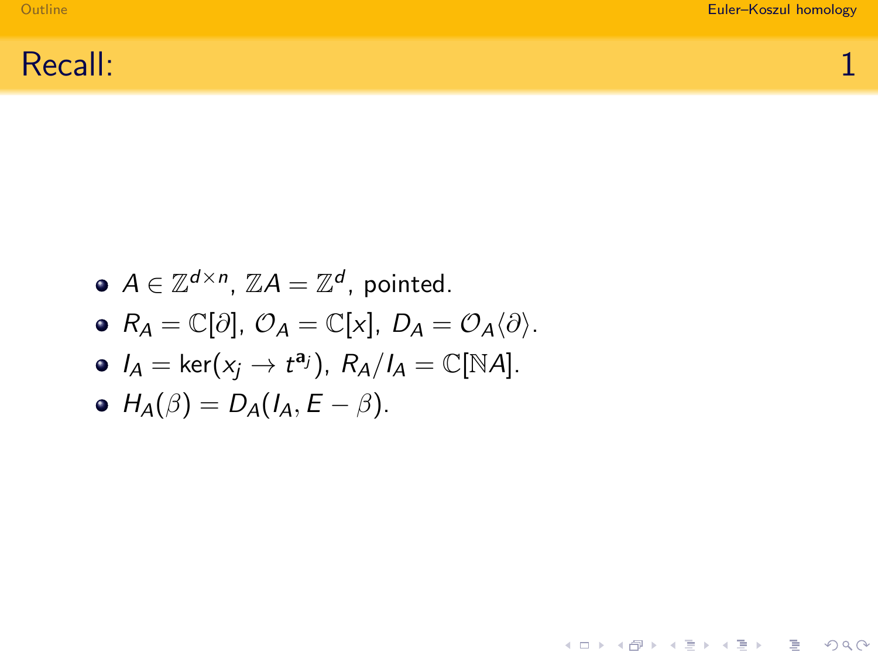## Recall:

- $A \in \mathbb{Z}^{d \times n}$, $\mathbb{Z}A = \mathbb{Z}^d$, pointed.
- $R_A = \mathbb{C}[\partial]$, $\mathcal{O}_A = \mathbb{C}[x]$, $D_A = \mathcal{O}_A\langle\partial\rangle$.
- $I_A = \ker(x_j \to t^{\mathbf{a}_j})$, $R_A/I_A = \mathbb{C}[\mathbb{N}A]$.
- $H_A(\beta) = D_A(I_A, E - \beta)$.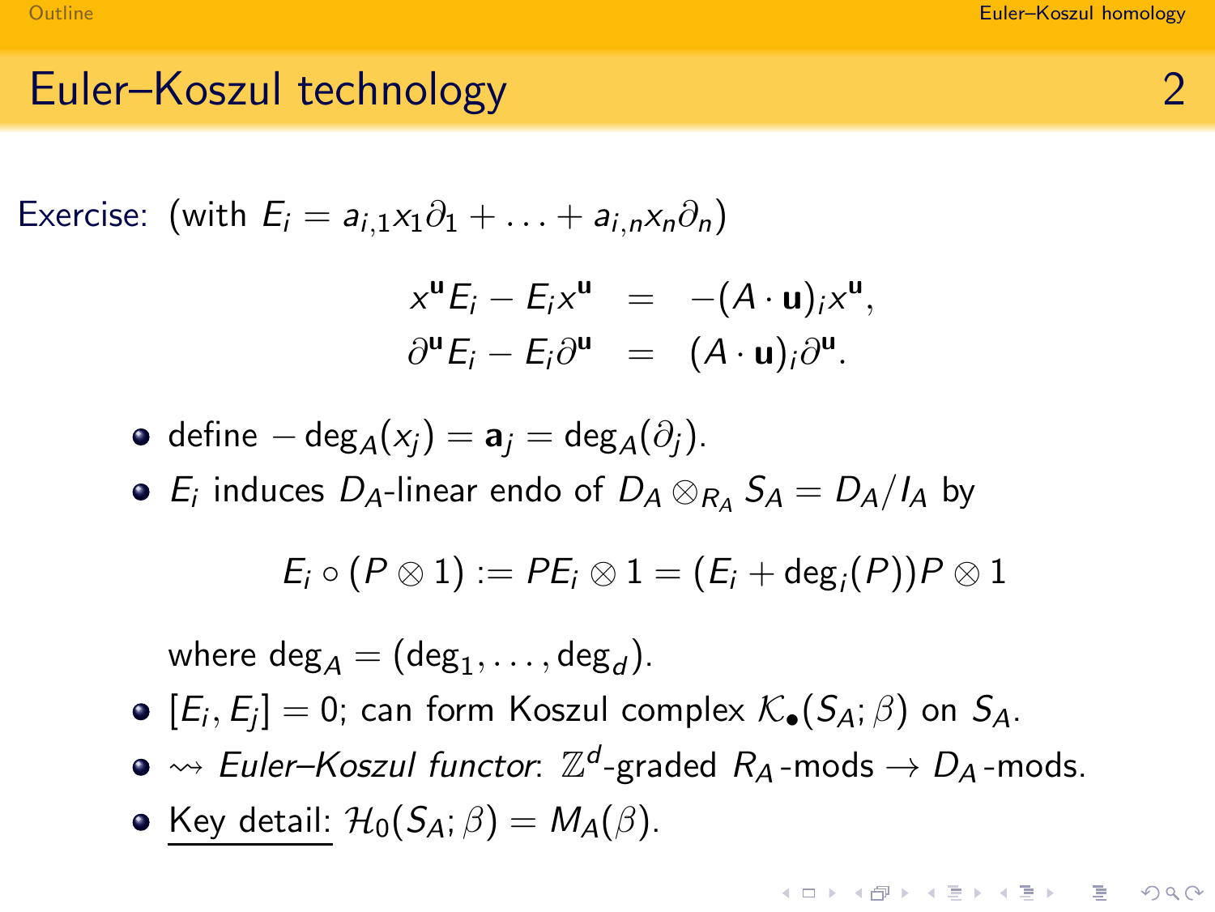## Euler–Koszul technology 2

Exercise: (with $E_i = a_{i,1}x_1\partial_1 + \ldots + a_{i,n}x_n\partial_n$)

$$
\begin{aligned}
x^{\mathbf{u}}E_i - E_i x^{\mathbf{u}} &= -(A\cdot\mathbf{u})_i x^{\mathbf{u}},\\
\partial^{\mathbf{u}}E_i - E_i\partial^{\mathbf{u}} &= (A\cdot\mathbf{u})_i \partial^{\mathbf{u}}.
\end{aligned}
$$

- define $-\deg_A(x_j) = \mathbf{a}_j = \deg_A(\partial_j)$.
- $E_i$ induces $D_A$-linear endo of $D_A \otimes_{R_A} S_A = D_A/I_A$ by

  $$E_i \circ (P \otimes 1) := PE_i \otimes 1 = (E_i + \deg_i(P))P \otimes 1$$

  where $\deg_A = (\deg_1, \ldots, \deg_d)$.
- $[E_i, E_j] = 0$; can form Koszul complex $\mathcal{K}_\bullet(S_A;\beta)$ on $S_A$.
- $\rightsquigarrow$ *Euler–Koszul functor*: $\mathbb{Z}^d$-graded $R_A$-mods $\to$ $D_A$-mods.
- Key detail: $\mathcal{H}_0(S_A;\beta) = M_A(\beta)$.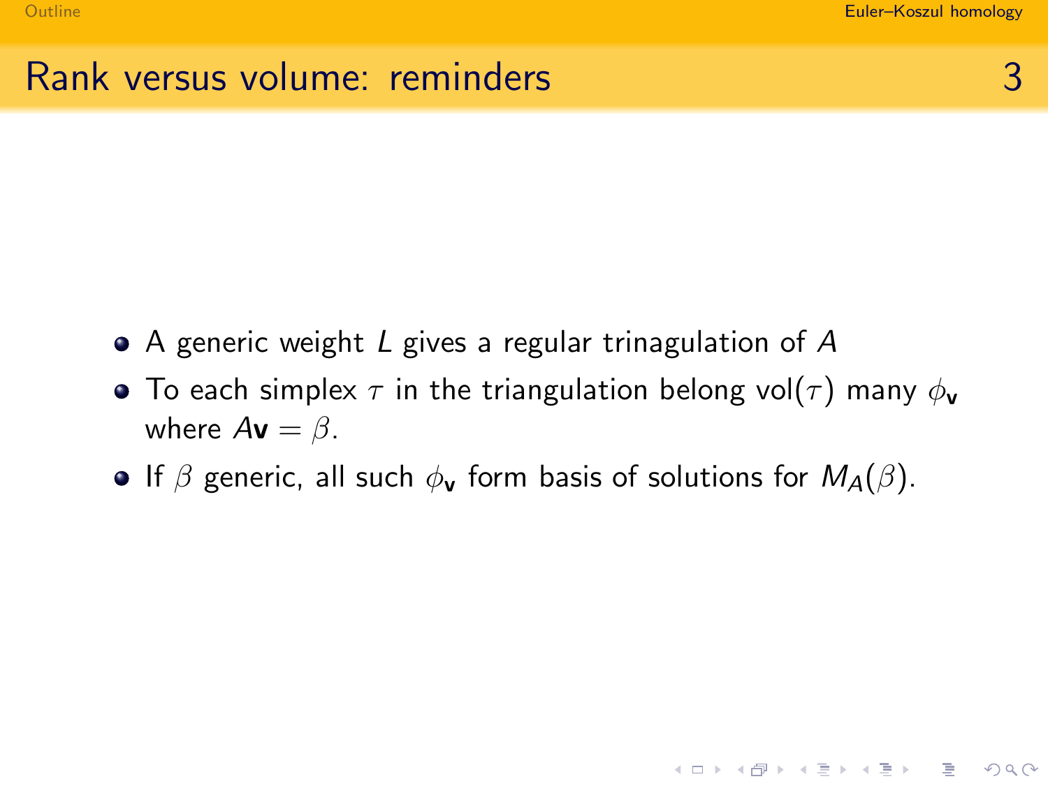## Rank versus volume: reminders

- A generic weight $L$ gives a regular trinagulation of $A$
- To each simplex $\tau$ in the triangulation belong $\mathrm{vol}(\tau)$ many $\phi_{\mathbf{v}}$ where $A\mathbf{v} = \beta$.
- If $\beta$ generic, all such $\phi_{\mathbf{v}}$ form basis of solutions for $M_A(\beta)$.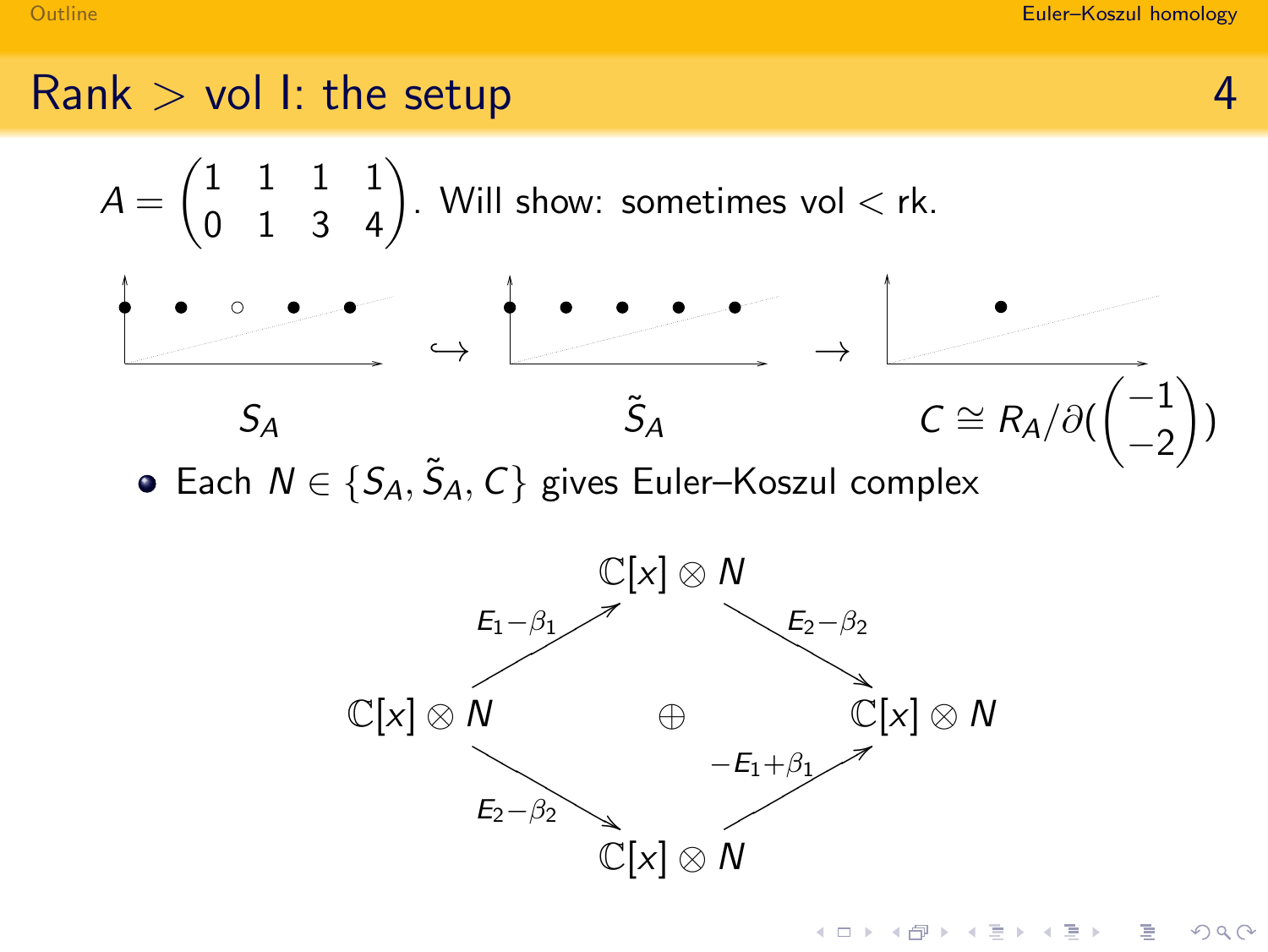## Rank > vol I: the setup

$A = \begin{pmatrix} 1 & 1 & 1 & 1 \\ 0 & 1 & 3 & 4 \end{pmatrix}$. Will show: sometimes vol < rk.

$S_A \hookrightarrow \tilde{S}_A \to C \cong R_A/\partial(\begin{pmatrix} -1 \\ -2 \end{pmatrix}))$

- Each $N \in \{S_A, \tilde{S}_A, C\}$ gives Euler–Koszul complex

$$
\mathbb{C}[x] \otimes N \xrightarrow{\begin{pmatrix} E_1 - \beta_1 \\ E_2 - \beta_2 \end{pmatrix}} \begin{matrix} \mathbb{C}[x] \otimes N \\ \oplus \\ \mathbb{C}[x] \otimes N \end{matrix} \xrightarrow{\begin{pmatrix} E_2 - \beta_2 & -E_1 + \beta_1 \end{pmatrix}} \mathbb{C}[x] \otimes N
$$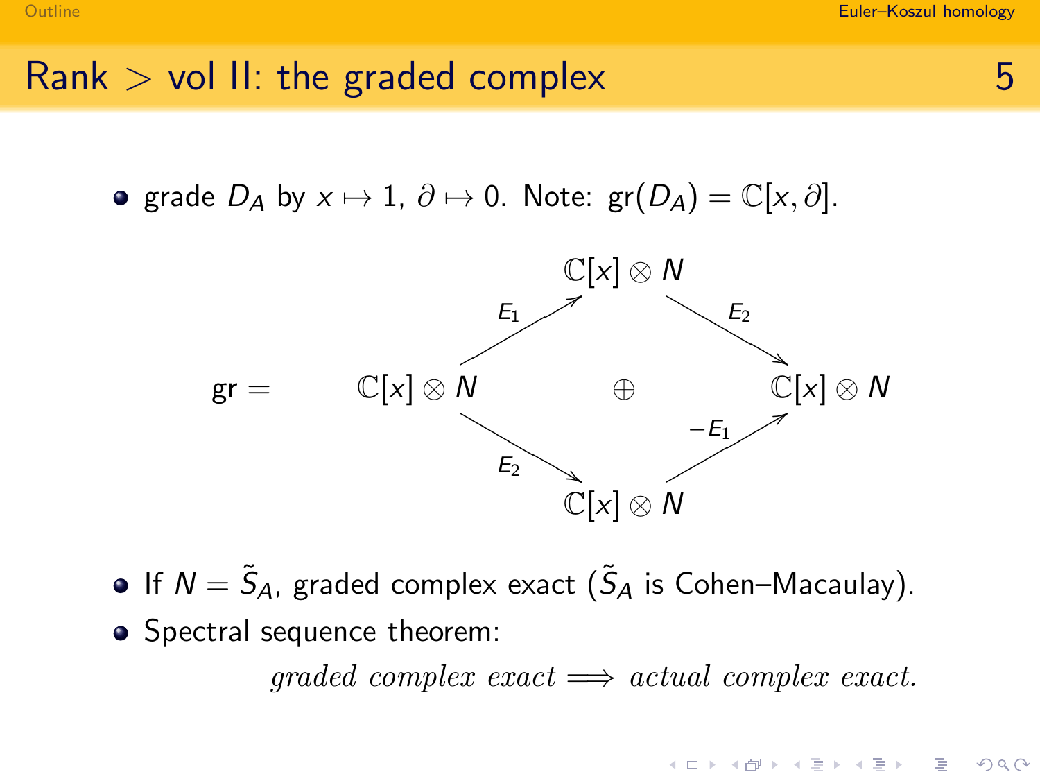## Rank > vol II: the graded complex

- grade $D_A$ by $x \mapsto 1$, $\partial \mapsto 0$. Note: $\mathrm{gr}(D_A) = \mathbb{C}[x, \partial]$.

$$
\mathrm{gr} = \quad \mathbb{C}[x] \otimes N \;\xrightarrow{\;(E_1,\, E_2)\;}\; \begin{matrix} \mathbb{C}[x] \otimes N \\ \oplus \\ \mathbb{C}[x] \otimes N \end{matrix} \;\xrightarrow{\;(E_2,\, -E_1)\;}\; \mathbb{C}[x] \otimes N
$$

- If $N = \tilde{S}_A$, graded complex exact ($\tilde{S}_A$ is Cohen–Macaulay).
- Spectral sequence theorem:

*graded complex exact $\Longrightarrow$ actual complex exact.*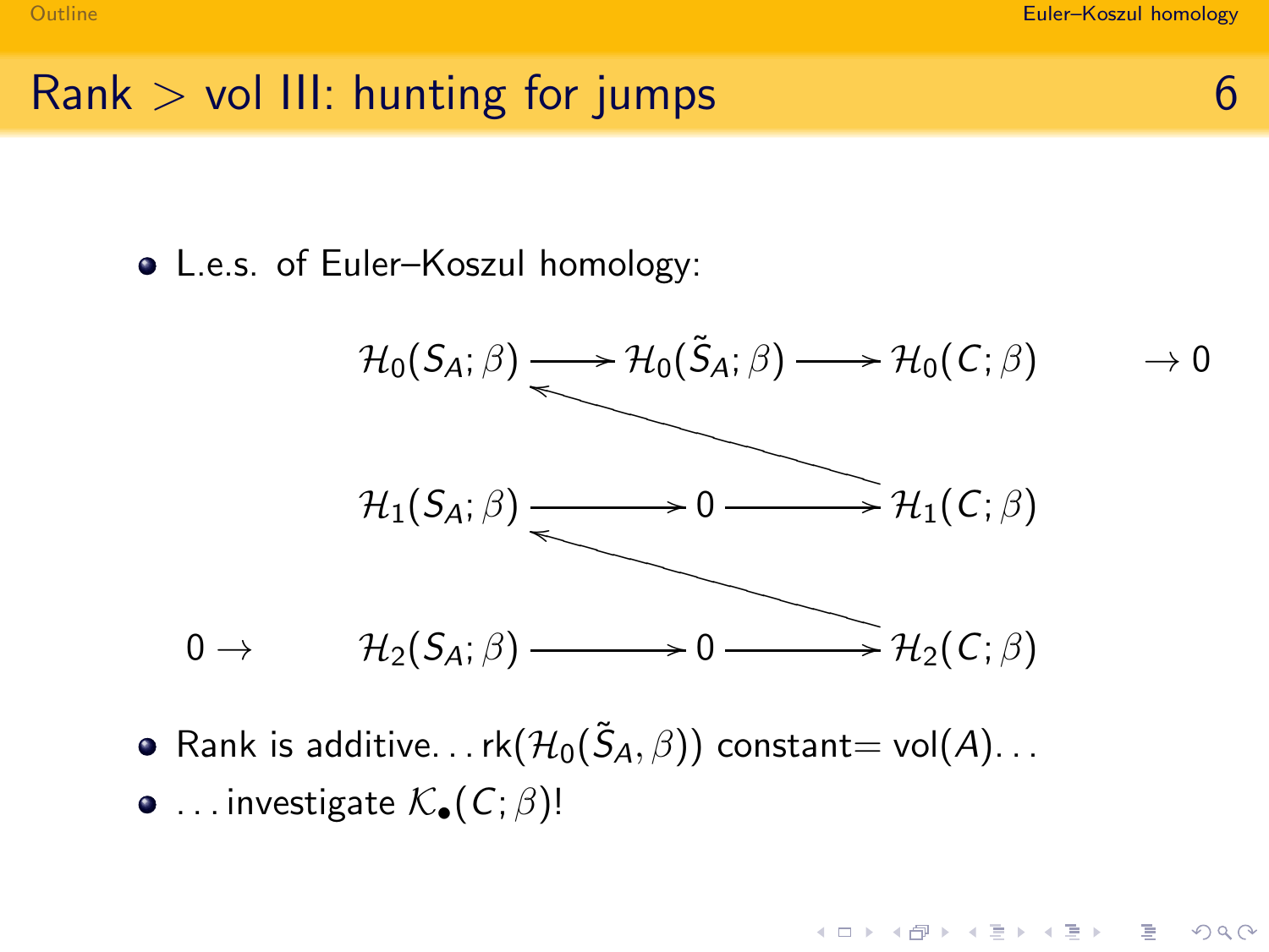## Rank > vol III: hunting for jumps

- L.e.s. of Euler–Koszul homology:

$$
\begin{array}{ccccccc}
 & \mathcal{H}_0(S_A;\beta) & \longrightarrow & \mathcal{H}_0(\tilde{S}_A;\beta) & \longrightarrow & \mathcal{H}_0(C;\beta) & \to 0 \\
 & \mathcal{H}_1(S_A;\beta) & \longrightarrow & 0 & \longrightarrow & \mathcal{H}_1(C;\beta) & \\
0 \to & \mathcal{H}_2(S_A;\beta) & \longrightarrow & 0 & \longrightarrow & \mathcal{H}_2(C;\beta) &
\end{array}
$$

(with connecting maps $\mathcal{H}_1(C;\beta) \to \mathcal{H}_0(S_A;\beta)$ and $\mathcal{H}_2(C;\beta) \to \mathcal{H}_1(S_A;\beta)$)

- Rank is additive... $\mathrm{rk}(\mathcal{H}_0(\tilde{S}_A,\beta))$ constant$=\mathrm{vol}(A)$...
- ...investigate $\mathcal{K}_\bullet(C;\beta)$!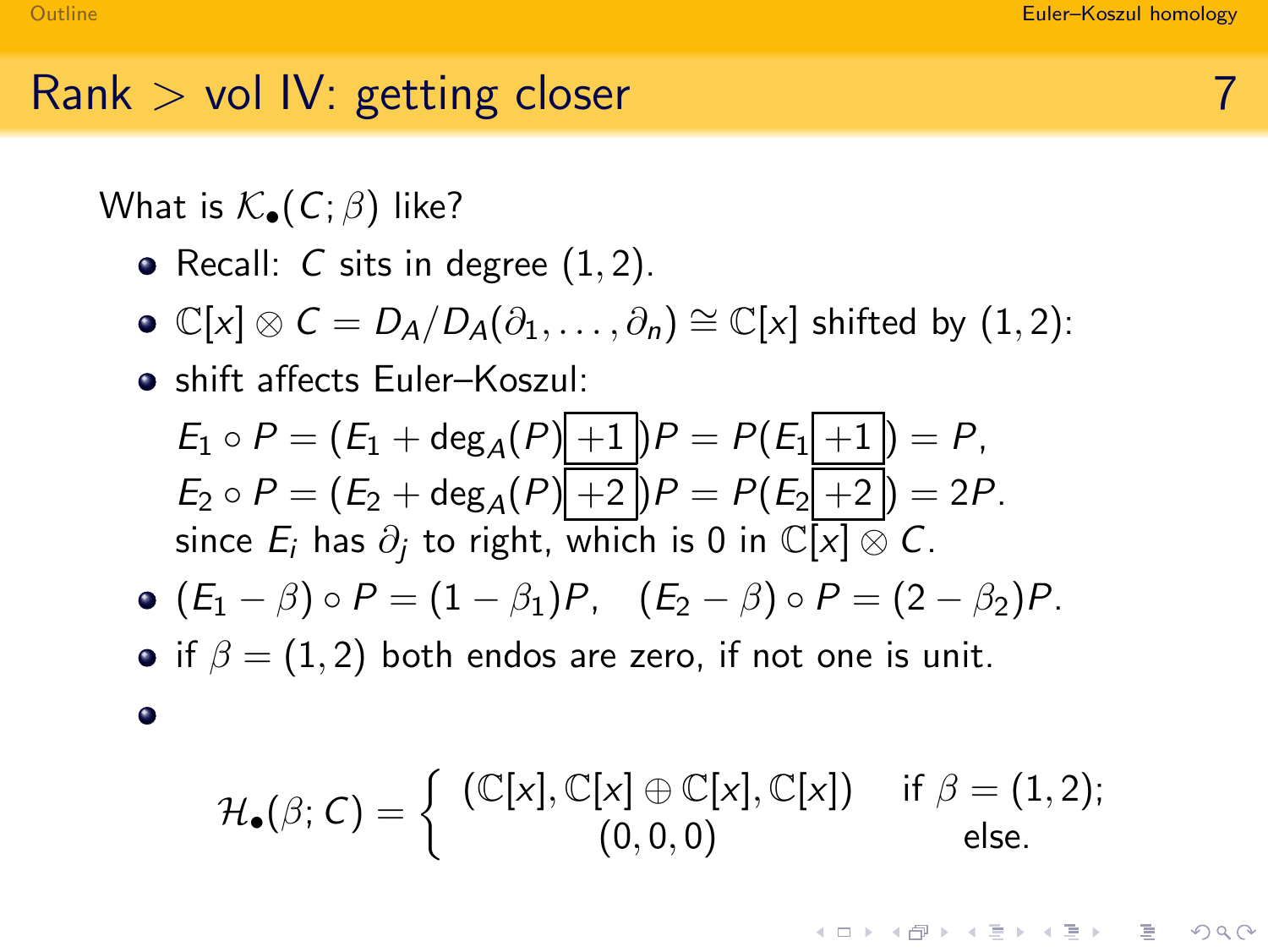## Rank > vol IV: getting closer

What is $\mathcal{K}_\bullet(C;\beta)$ like?

- Recall: $C$ sits in degree $(1,2)$.
- $\mathbb{C}[x] \otimes C = D_A/D_A(\partial_1,\ldots,\partial_n) \cong \mathbb{C}[x]$ shifted by $(1,2)$:
- shift affects Euler–Koszul:

  $E_1 \circ P = (E_1 + \deg_A(P) \boxed{+1})P = P(E_1 \boxed{+1}) = P,$
  $E_2 \circ P = (E_2 + \deg_A(P) \boxed{+2})P = P(E_2 \boxed{+2}) = 2P.$
  since $E_i$ has $\partial_j$ to right, which is 0 in $\mathbb{C}[x] \otimes C$.
- $(E_1 - \beta) \circ P = (1-\beta_1)P, \quad (E_2 - \beta) \circ P = (2-\beta_2)P.$
- if $\beta = (1,2)$ both endos are zero, if not one is unit.
- $$\mathcal{H}_\bullet(\beta; C) = \begin{cases} (\mathbb{C}[x], \mathbb{C}[x] \oplus \mathbb{C}[x], \mathbb{C}[x]) & \text{if } \beta = (1,2); \\ (0,0,0) & \text{else.} \end{cases}$$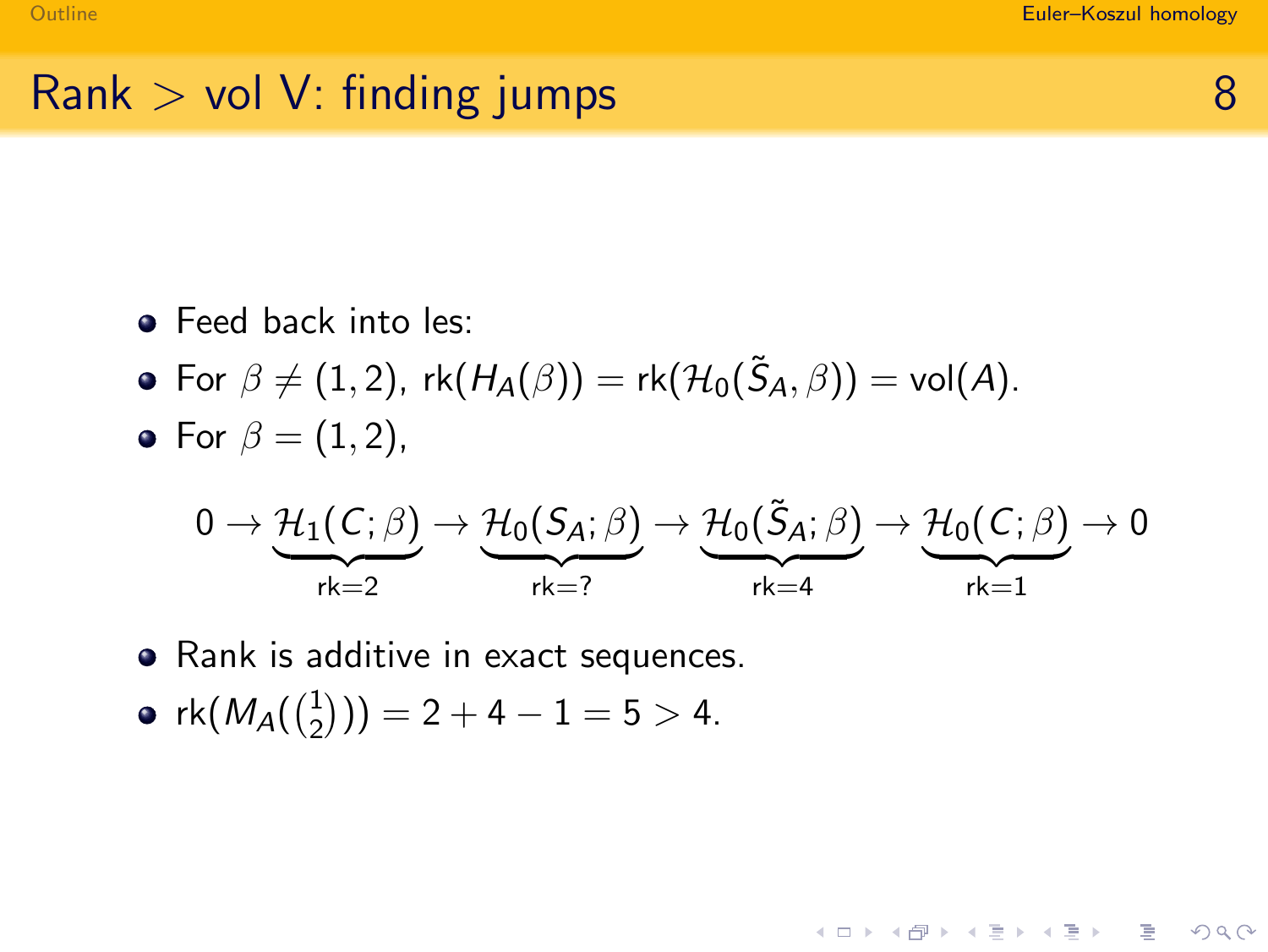## Rank > vol V: finding jumps

- Feed back into les:
- For $\beta \neq (1,2)$, $\mathrm{rk}(H_A(\beta)) = \mathrm{rk}(\mathcal{H}_0(\tilde{S}_A, \beta)) = \mathrm{vol}(A)$.
- For $\beta = (1,2)$,

$$0 \to \underbrace{\mathcal{H}_1(C;\beta)}_{\mathrm{rk}=2} \to \underbrace{\mathcal{H}_0(S_A;\beta)}_{\mathrm{rk}=?} \to \underbrace{\mathcal{H}_0(\tilde{S}_A;\beta)}_{\mathrm{rk}=4} \to \underbrace{\mathcal{H}_0(C;\beta)}_{\mathrm{rk}=1} \to 0$$

- Rank is additive in exact sequences.
- $\mathrm{rk}(M_A(\binom{1}{2})) = 2 + 4 - 1 = 5 > 4.$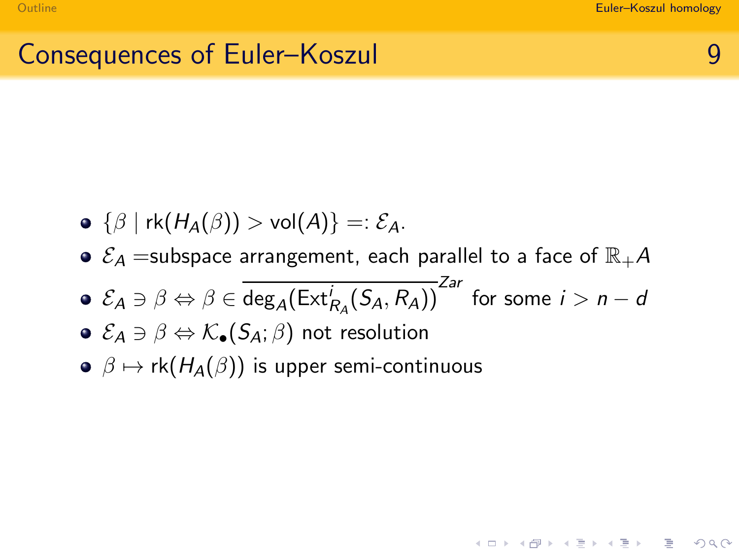## Consequences of Euler–Koszul

- $\{\beta \mid \mathrm{rk}(H_A(\beta)) > \mathrm{vol}(A)\} =: \mathcal{E}_A$.
- $\mathcal{E}_A$ =subspace arrangement, each parallel to a face of $\mathbb{R}_+ A$
- $\mathcal{E}_A \ni \beta \Leftrightarrow \beta \in \overline{\deg_A(\mathrm{Ext}^i_{R_A}(S_A, R_A))}^{Zar}$ for some $i > n - d$
- $\mathcal{E}_A \ni \beta \Leftrightarrow \mathcal{K}_\bullet(S_A; \beta)$ not resolution
- $\beta \mapsto \mathrm{rk}(H_A(\beta))$ is upper semi-continuous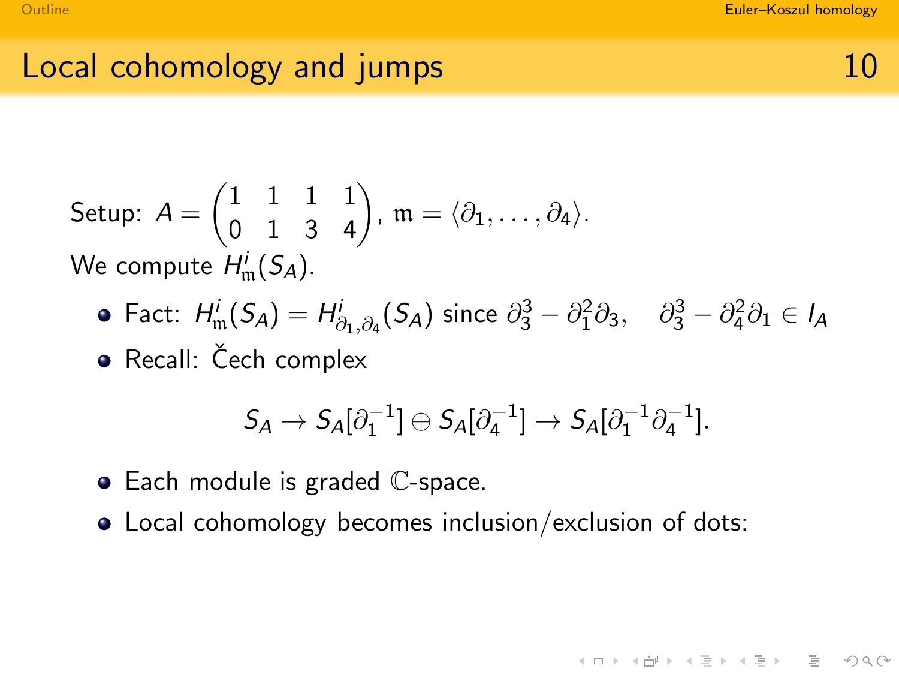## Local cohomology and jumps

Setup: $A = \begin{pmatrix} 1 & 1 & 1 & 1 \\ 0 & 1 & 3 & 4 \end{pmatrix}$, $\mathfrak{m} = \langle \partial_1, \ldots, \partial_4 \rangle$.

We compute $H^i_{\mathfrak{m}}(S_A)$.

- Fact: $H^i_{\mathfrak{m}}(S_A) = H^i_{\partial_1, \partial_4}(S_A)$ since $\partial_3^3 - \partial_1^2 \partial_3, \quad \partial_3^3 - \partial_4^2 \partial_1 \in I_A$
- Recall: Čech complex

$$S_A \to S_A[\partial_1^{-1}] \oplus S_A[\partial_4^{-1}] \to S_A[\partial_1^{-1}\partial_4^{-1}].$$

- Each module is graded $\mathbb{C}$-space.
- Local cohomology becomes inclusion/exclusion of dots: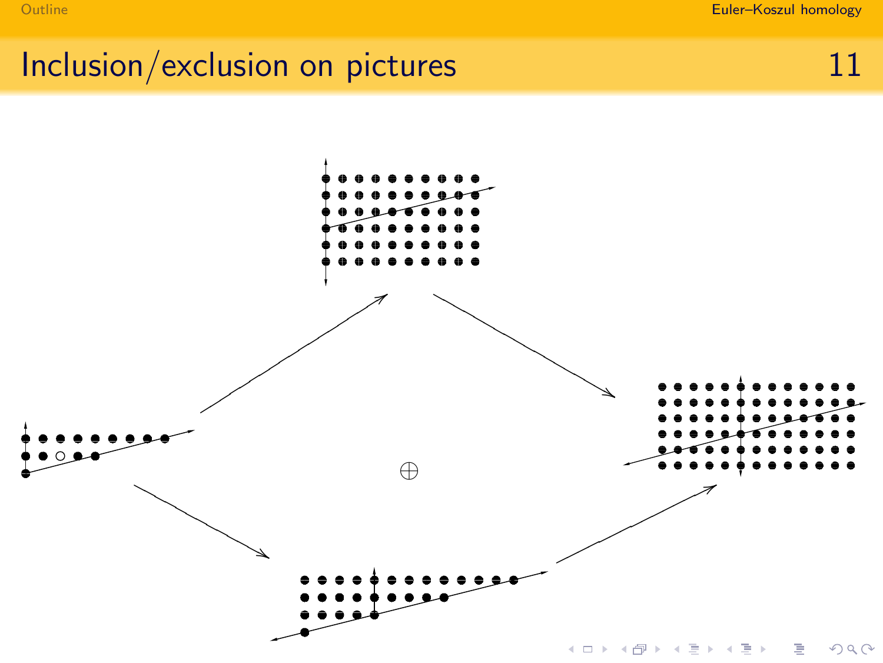# Inclusion/exclusion on pictures

$\oplus$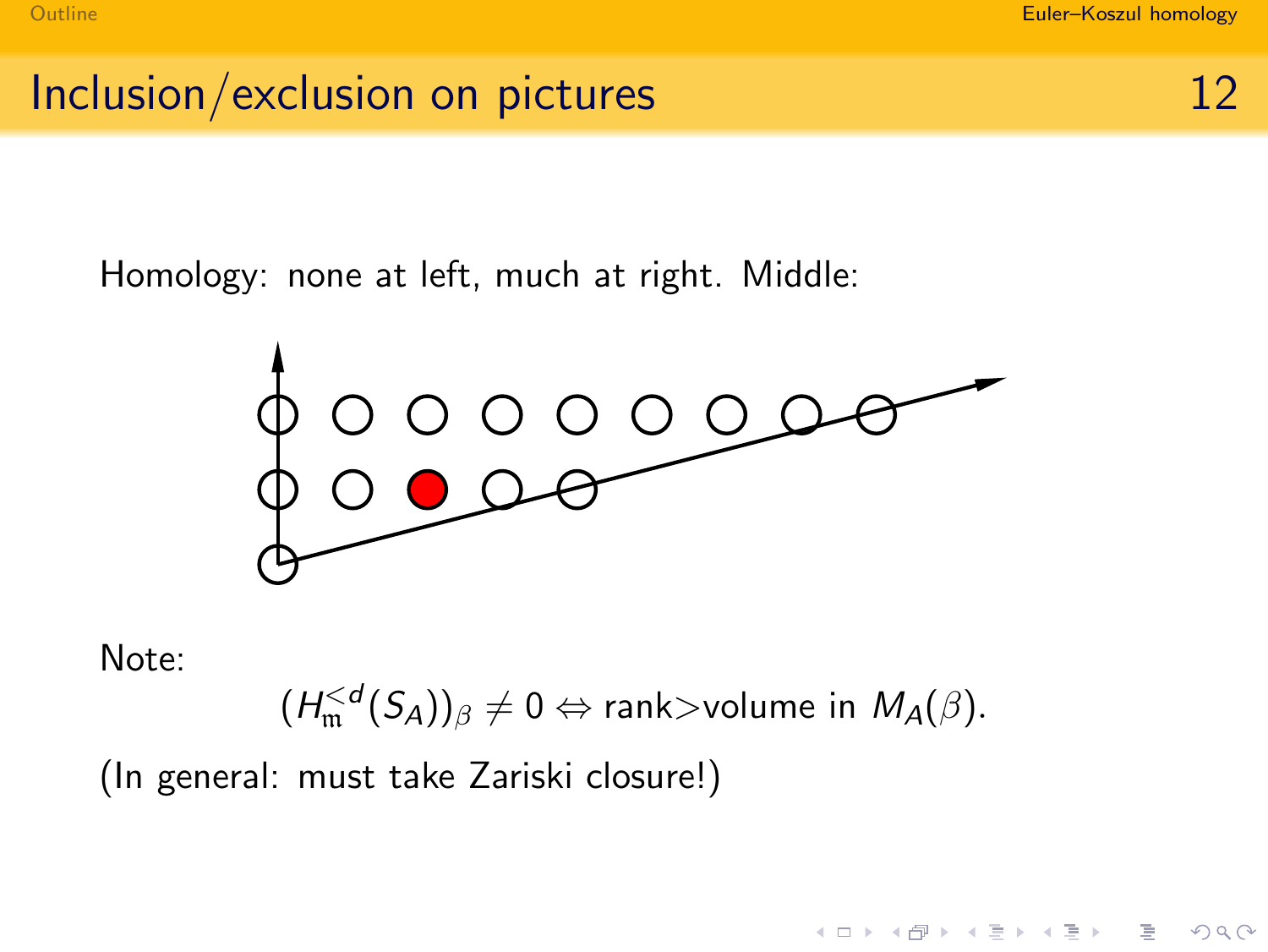## Inclusion/exclusion on pictures

Homology: none at left, much at right. Middle:

Note:

$$(H_{\mathfrak{m}}^{<d}(S_A))_\beta \neq 0 \Leftrightarrow \text{rank}>\text{volume in } M_A(\beta).$$

(In general: must take Zariski closure!)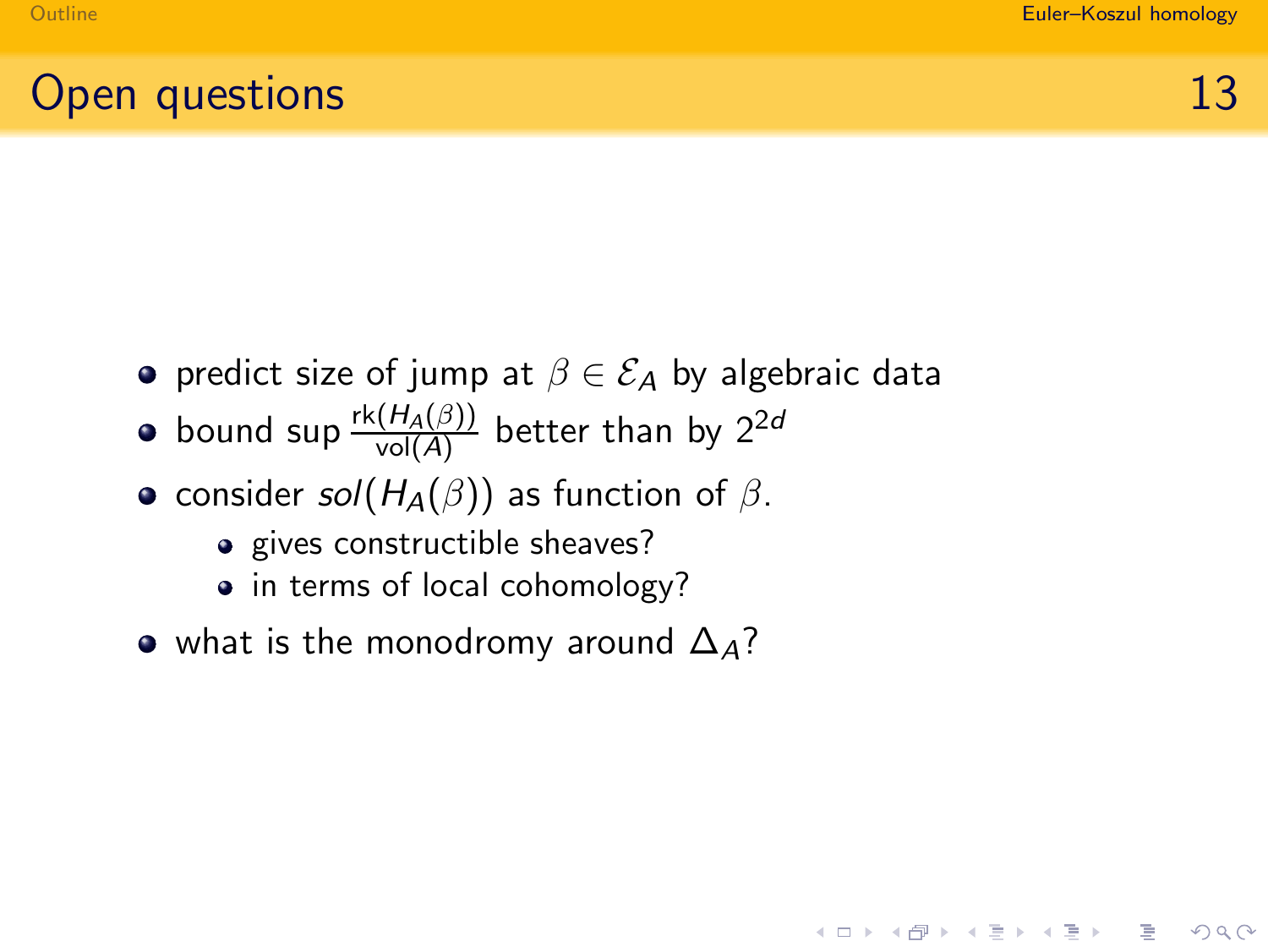## Open questions

- predict size of jump at $\beta \in \mathcal{E}_A$ by algebraic data
- bound $\sup \frac{\mathrm{rk}(H_A(\beta))}{\mathrm{vol}(A)}$ better than by $2^{2d}$
- consider $sol(H_A(\beta))$ as function of $\beta$.
  - gives constructible sheaves?
  - in terms of local cohomology?
- what is the monodromy around $\Delta_A$?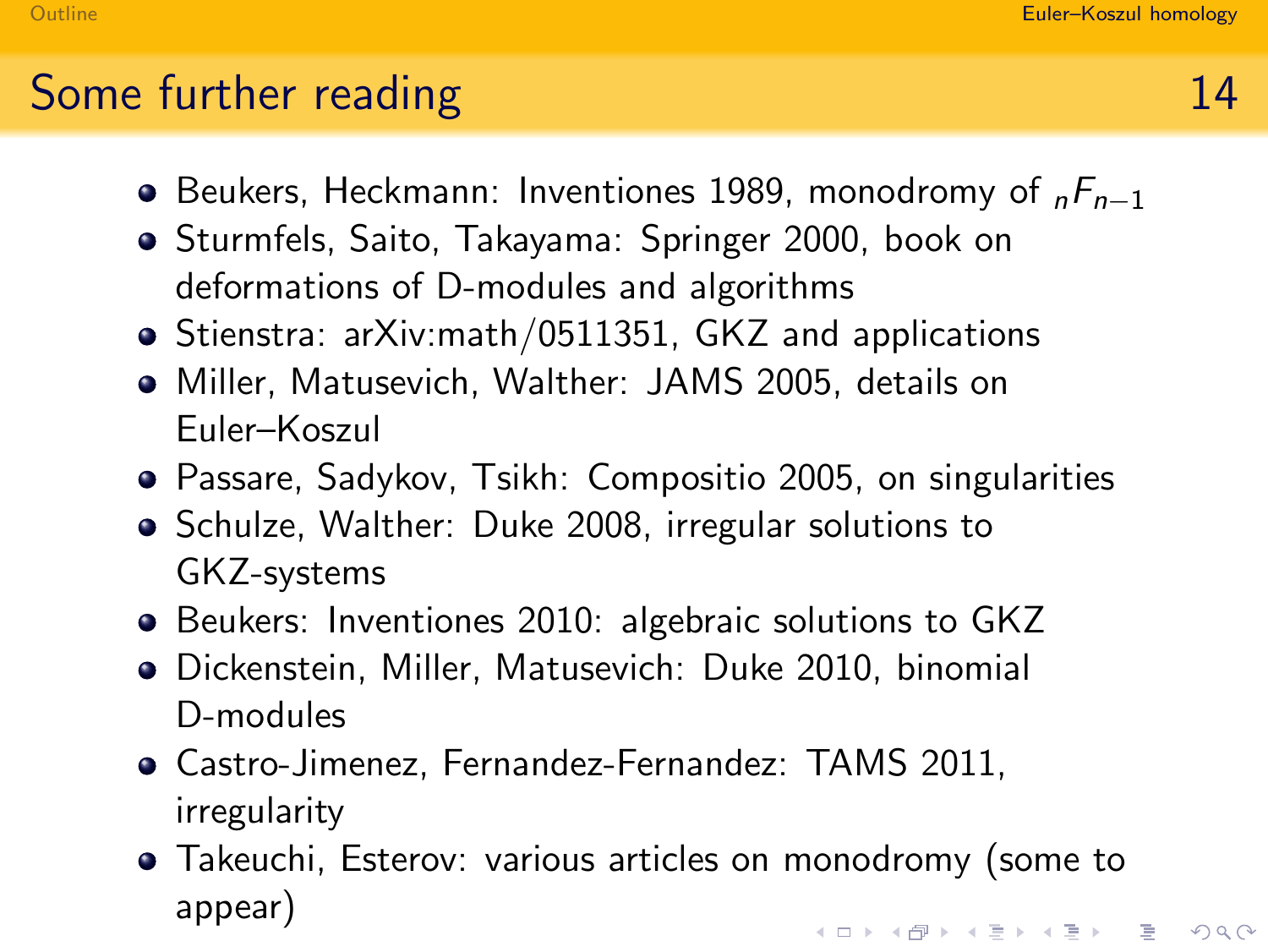## Some further reading

- Beukers, Heckmann: Inventiones 1989, monodromy of ${}_nF_{n-1}$
- Sturmfels, Saito, Takayama: Springer 2000, book on deformations of D-modules and algorithms
- Stienstra: arXiv:math/0511351, GKZ and applications
- Miller, Matusevich, Walther: JAMS 2005, details on Euler–Koszul
- Passare, Sadykov, Tsikh: Compositio 2005, on singularities
- Schulze, Walther: Duke 2008, irregular solutions to GKZ-systems
- Beukers: Inventiones 2010: algebraic solutions to GKZ
- Dickenstein, Miller, Matusevich: Duke 2010, binomial D-modules
- Castro-Jimenez, Fernandez-Fernandez: TAMS 2011, irregularity
- Takeuchi, Esterov: various articles on monodromy (some to appear)